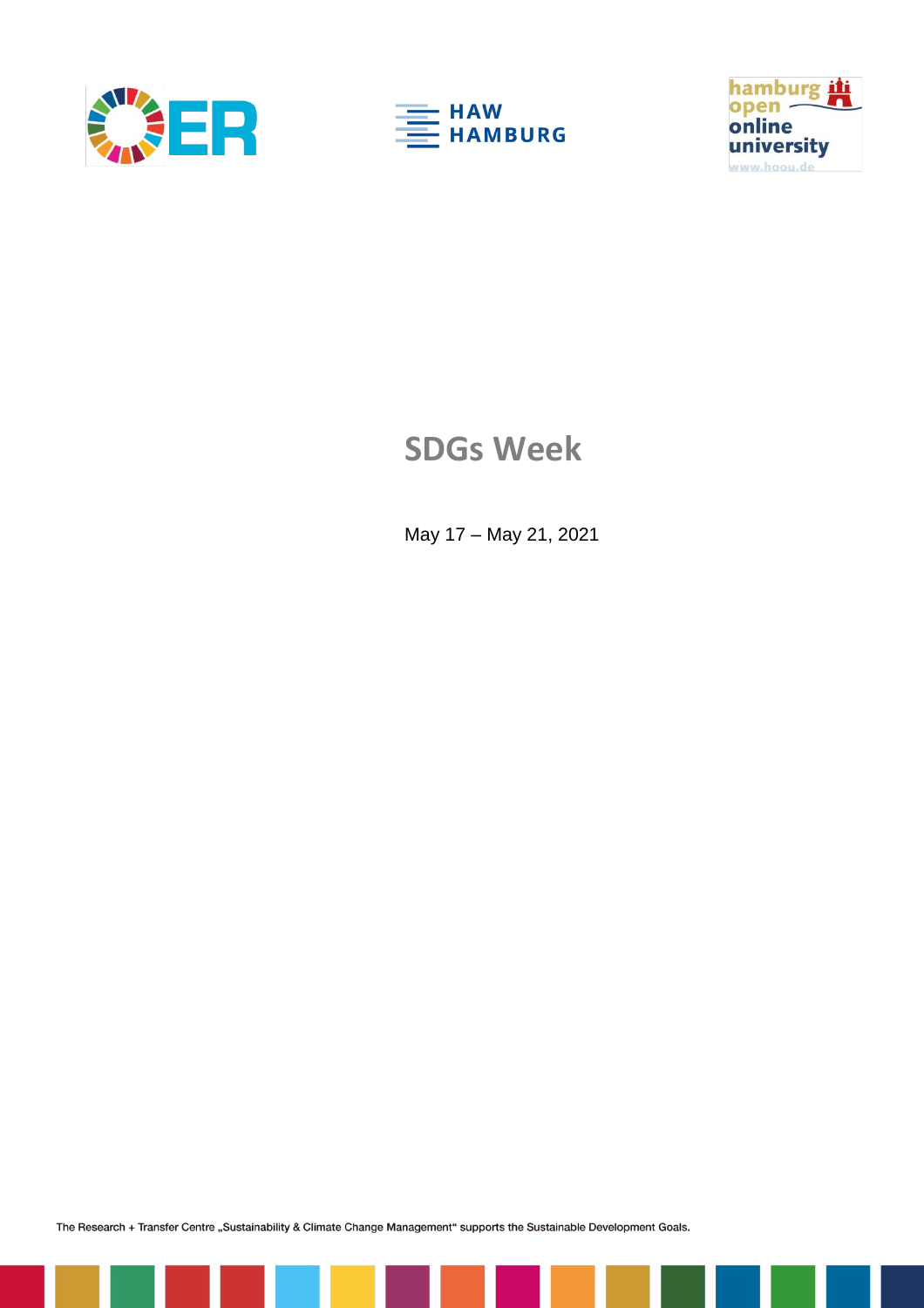# SDGs Week

May 17 – May 21, 2021

The Research + Transfer Centre „Sustainability & Climate Change Management" supports the Sustainable Development Goals.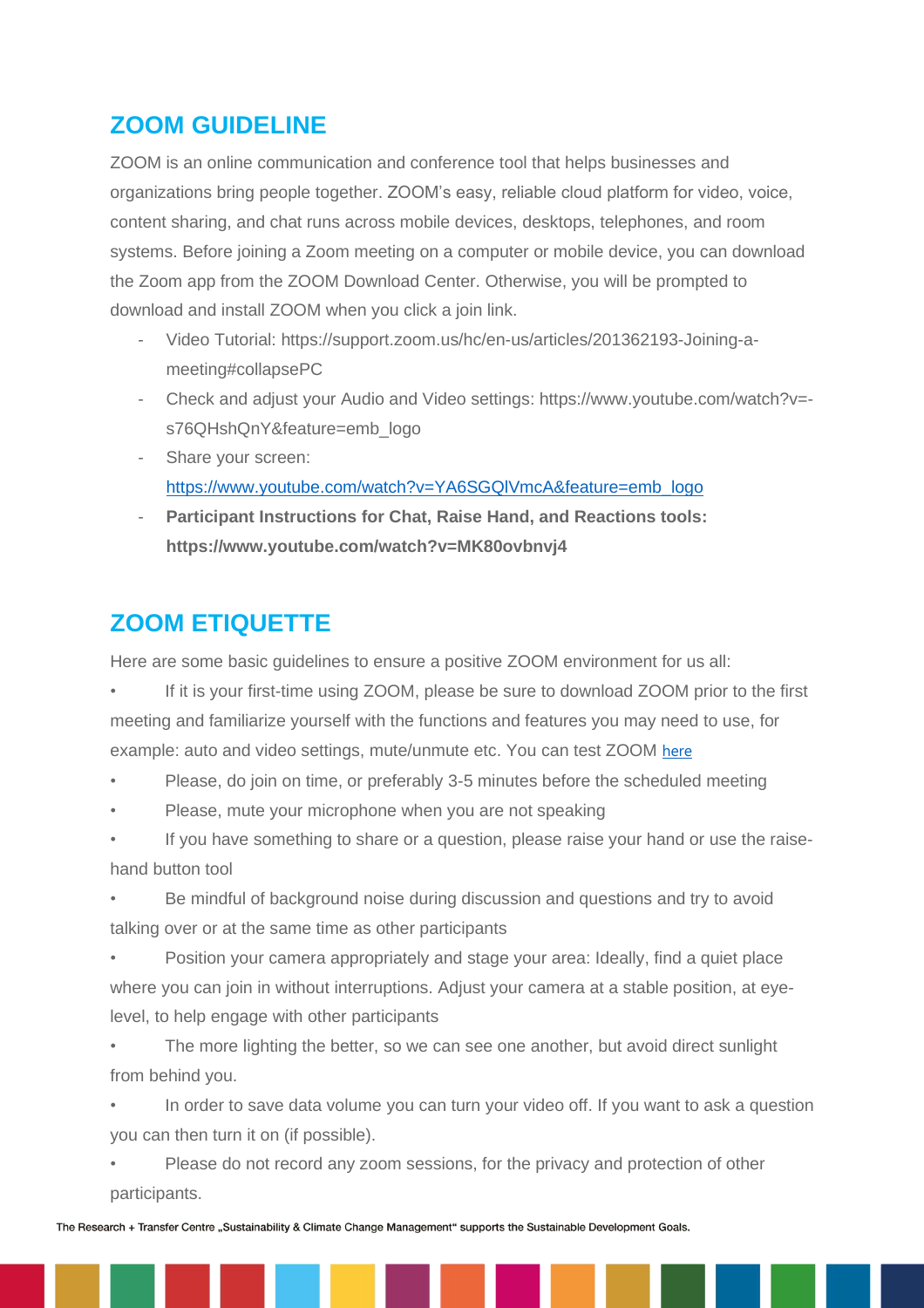## ZOOM GUIDELINE

ZOOM is an online communication and conference tool that helps businesses and organizations bring people together. ZOOM's easy, reliable cloud platform for video, voice, content sharing, and chat runs across mobile devices, desktops, telephones, and room systems. Before joining a Zoom meeting on a computer or mobile device, you can download the Zoom app from the ZOOM Download Center. Otherwise, you will be prompted to download and install ZOOM when you click a join link.

- Video Tutorial: https://support.zoom.us/hc/en-us/articles/201362193-Joining-a-meeting#collapsePC
- Check and adjust your Audio and Video settings: https://www.youtube.com/watch?v=-s76QHshQnY&feature=emb_logo
- Share your screen: https://www.youtube.com/watch?v=YA6SGQlVmcA&feature=emb_logo
- **Participant Instructions for Chat, Raise Hand, and Reactions tools: https://www.youtube.com/watch?v=MK80ovbnvj4**

## ZOOM ETIQUETTE

Here are some basic guidelines to ensure a positive ZOOM environment for us all:

- If it is your first-time using ZOOM, please be sure to download ZOOM prior to the first meeting and familiarize yourself with the functions and features you may need to use, for example: auto and video settings, mute/unmute etc. You can test ZOOM here
- Please, do join on time, or preferably 3-5 minutes before the scheduled meeting
- Please, mute your microphone when you are not speaking
- If you have something to share or a question, please raise your hand or use the raise-hand button tool
- Be mindful of background noise during discussion and questions and try to avoid talking over or at the same time as other participants
- Position your camera appropriately and stage your area: Ideally, find a quiet place where you can join in without interruptions. Adjust your camera at a stable position, at eye-level, to help engage with other participants
- The more lighting the better, so we can see one another, but avoid direct sunlight from behind you.
- In order to save data volume you can turn your video off. If you want to ask a question you can then turn it on (if possible).
- Please do not record any zoom sessions, for the privacy and protection of other participants.